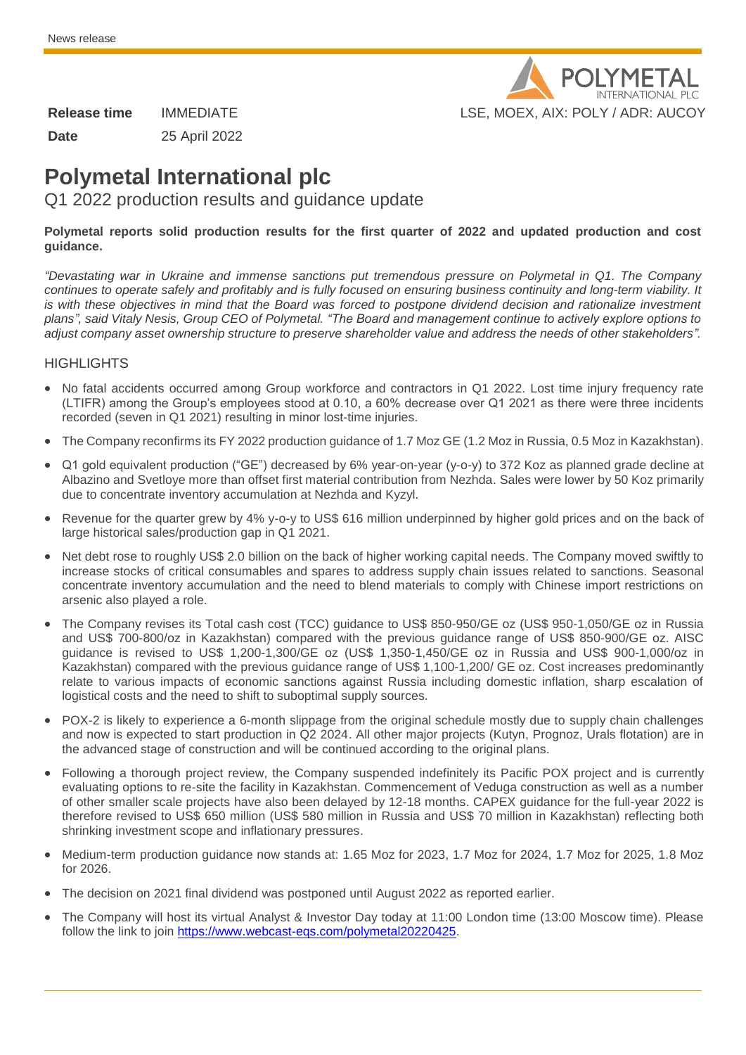News release

POLYMETAL INTERNATIONAL PLC

| **Release time** | IMMEDIATE |
|---|---|
| **Date** | 25 April 2022 |

LSE, MOEX, AIX: POLY / ADR: AUCOY

# Polymetal International plc

## Q1 2022 production results and guidance update

**Polymetal reports solid production results for the first quarter of 2022 and updated production and cost guidance.**

*"Devastating war in Ukraine and immense sanctions put tremendous pressure on Polymetal in Q1. The Company continues to operate safely and profitably and is fully focused on ensuring business continuity and long-term viability. It is with these objectives in mind that the Board was forced to postpone dividend decision and rationalize investment plans", said Vitaly Nesis, Group CEO of Polymetal. "The Board and management continue to actively explore options to adjust company asset ownership structure to preserve shareholder value and address the needs of other stakeholders".*

### HIGHLIGHTS

- No fatal accidents occurred among Group workforce and contractors in Q1 2022. Lost time injury frequency rate (LTIFR) among the Group's employees stood at 0.10, a 60% decrease over Q1 2021 as there were three incidents recorded (seven in Q1 2021) resulting in minor lost-time injuries.
- The Company reconfirms its FY 2022 production guidance of 1.7 Moz GE (1.2 Moz in Russia, 0.5 Moz in Kazakhstan).
- Q1 gold equivalent production ("GE") decreased by 6% year-on-year (y-o-y) to 372 Koz as planned grade decline at Albazino and Svetloye more than offset first material contribution from Nezhda. Sales were lower by 50 Koz primarily due to concentrate inventory accumulation at Nezhda and Kyzyl.
- Revenue for the quarter grew by 4% y-o-y to US$ 616 million underpinned by higher gold prices and on the back of large historical sales/production gap in Q1 2021.
- Net debt rose to roughly US$ 2.0 billion on the back of higher working capital needs. The Company moved swiftly to increase stocks of critical consumables and spares to address supply chain issues related to sanctions. Seasonal concentrate inventory accumulation and the need to blend materials to comply with Chinese import restrictions on arsenic also played a role.
- The Company revises its Total cash cost (TCC) guidance to US$ 850-950/GE oz (US$ 950-1,050/GE oz in Russia and US$ 700-800/oz in Kazakhstan) compared with the previous guidance range of US$ 850-900/GE oz. AISC guidance is revised to US$ 1,200-1,300/GE oz (US$ 1,350-1,450/GE oz in Russia and US$ 900-1,000/oz in Kazakhstan) compared with the previous guidance range of US$ 1,100-1,200/ GE oz. Cost increases predominantly relate to various impacts of economic sanctions against Russia including domestic inflation, sharp escalation of logistical costs and the need to shift to suboptimal supply sources.
- POX-2 is likely to experience a 6-month slippage from the original schedule mostly due to supply chain challenges and now is expected to start production in Q2 2024. All other major projects (Kutyn, Prognoz, Urals flotation) are in the advanced stage of construction and will be continued according to the original plans.
- Following a thorough project review, the Company suspended indefinitely its Pacific POX project and is currently evaluating options to re-site the facility in Kazakhstan. Commencement of Veduga construction as well as a number of other smaller scale projects have also been delayed by 12-18 months. CAPEX guidance for the full-year 2022 is therefore revised to US$ 650 million (US$ 580 million in Russia and US$ 70 million in Kazakhstan) reflecting both shrinking investment scope and inflationary pressures.
- Medium-term production guidance now stands at: 1.65 Moz for 2023, 1.7 Moz for 2024, 1.7 Moz for 2025, 1.8 Moz for 2026.
- The decision on 2021 final dividend was postponed until August 2022 as reported earlier.
- The Company will host its virtual Analyst & Investor Day today at 11:00 London time (13:00 Moscow time). Please follow the link to join https://www.webcast-eqs.com/polymetal20220425.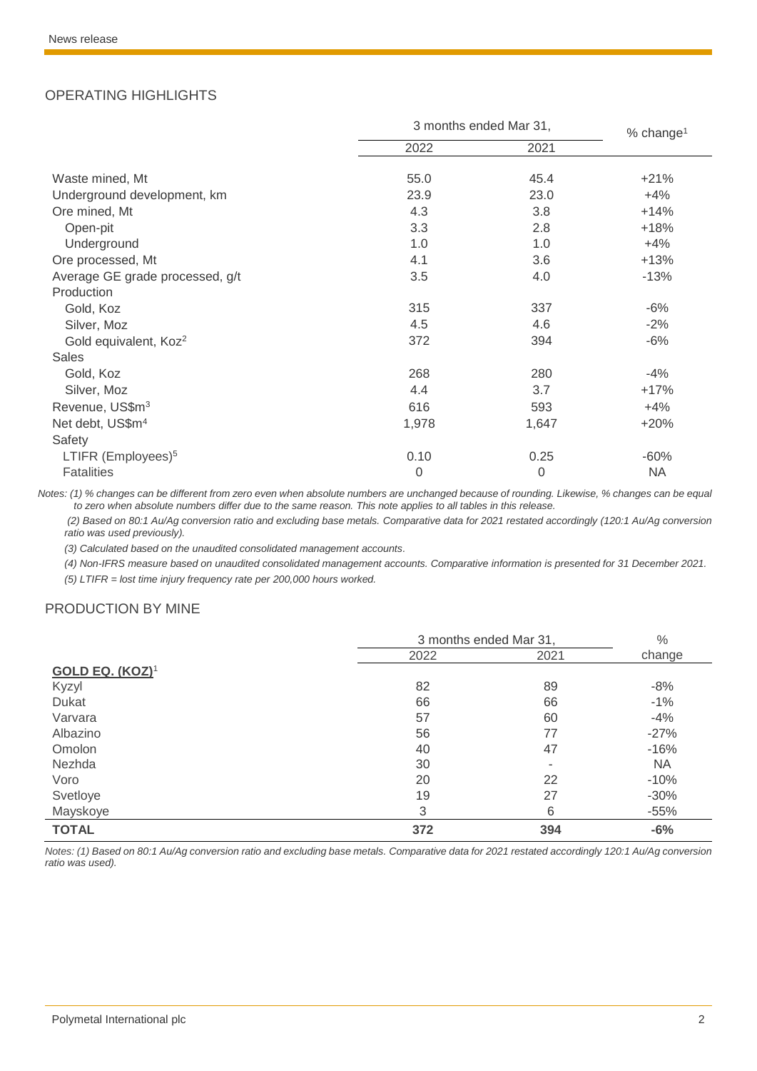## OPERATING HIGHLIGHTS

| | 3 months ended Mar 31, | | % change[1] |
|---|---|---|---|
| | 2022 | 2021 | |
| Waste mined, Mt | 55.0 | 45.4 | +21% |
| Underground development, km | 23.9 | 23.0 | +4% |
| Ore mined, Mt | 4.3 | 3.8 | +14% |
| Open-pit | 3.3 | 2.8 | +18% |
| Underground | 1.0 | 1.0 | +4% |
| Ore processed, Mt | 4.1 | 3.6 | +13% |
| Average GE grade processed, g/t | 3.5 | 4.0 | -13% |
| Production | | | |
| Gold, Koz | 315 | 337 | -6% |
| Silver, Moz | 4.5 | 4.6 | -2% |
| Gold equivalent, Koz[2] | 372 | 394 | -6% |
| Sales | | | |
| Gold, Koz | 268 | 280 | -4% |
| Silver, Moz | 4.4 | 3.7 | +17% |
| Revenue, US$m[3] | 616 | 593 | +4% |
| Net debt, US$m[4] | 1,978 | 1,647 | +20% |
| Safety | | | |
| LTIFR (Employees)[5] | 0.10 | 0.25 | -60% |
| Fatalities | 0 | 0 | NA |

*Notes: (1) % changes can be different from zero even when absolute numbers are unchanged because of rounding. Likewise, % changes can be equal to zero when absolute numbers differ due to the same reason. This note applies to all tables in this release.*

*(2) Based on 80:1 Au/Ag conversion ratio and excluding base metals. Comparative data for 2021 restated accordingly (120:1 Au/Ag conversion ratio was used previously).*

*(3) Calculated based on the unaudited consolidated management accounts.*

*(4) Non-IFRS measure based on unaudited consolidated management accounts. Comparative information is presented for 31 December 2021.*

*(5) LTIFR = lost time injury frequency rate per 200,000 hours worked.*

## PRODUCTION BY MINE

| | 3 months ended Mar 31, | | % |
|---|---|---|---|
| | 2022 | 2021 | change |
| **GOLD EQ. (KOZ)**[1] | | | |
| Kyzyl | 82 | 89 | -8% |
| Dukat | 66 | 66 | -1% |
| Varvara | 57 | 60 | -4% |
| Albazino | 56 | 77 | -27% |
| Omolon | 40 | 47 | -16% |
| Nezhda | 30 | - | NA |
| Voro | 20 | 22 | -10% |
| Svetloye | 19 | 27 | -30% |
| Mayskoye | 3 | 6 | -55% |
| **TOTAL** | **372** | **394** | **-6%** |

*Notes: (1) Based on 80:1 Au/Ag conversion ratio and excluding base metals. Comparative data for 2021 restated accordingly 120:1 Au/Ag conversion ratio was used).*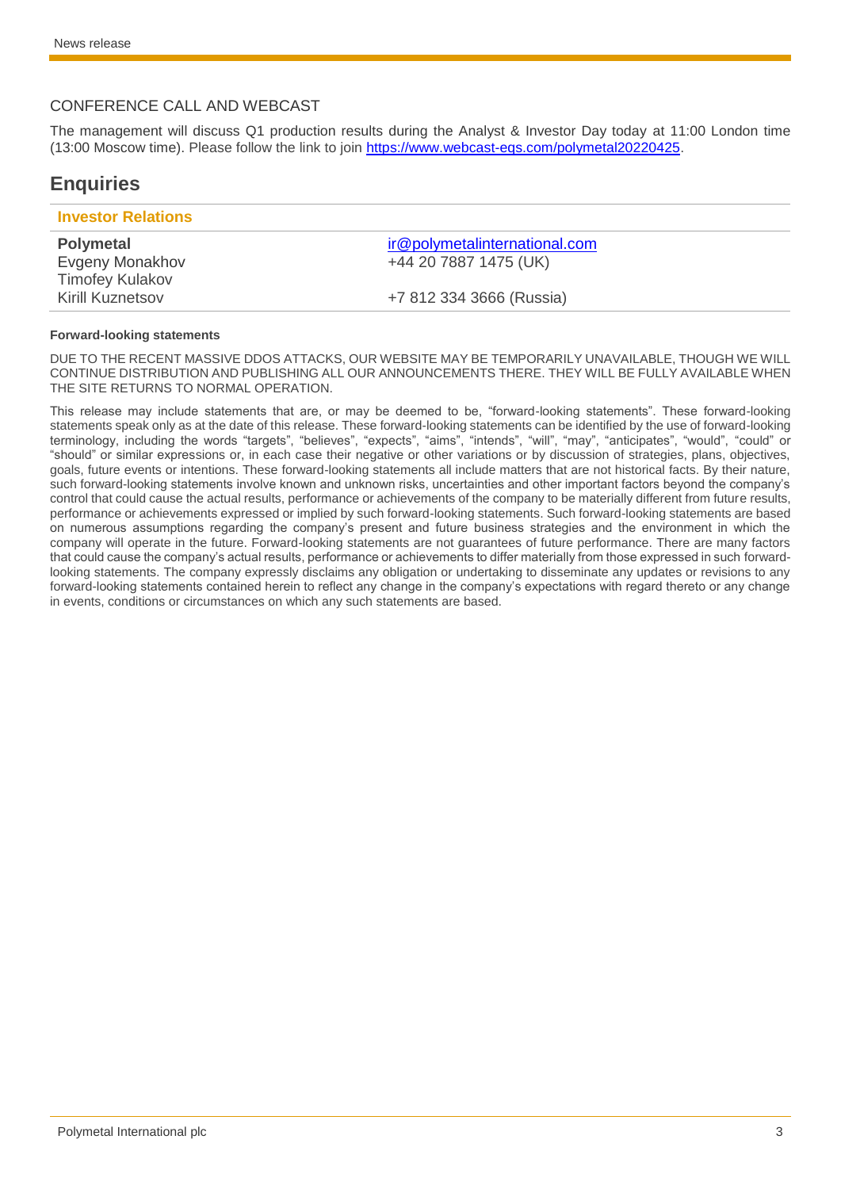CONFERENCE CALL AND WEBCAST

The management will discuss Q1 production results during the Analyst & Investor Day today at 11:00 London time (13:00 Moscow time). Please follow the link to join https://www.webcast-eqs.com/polymetal20220425.

## Enquiries

| **Investor Relations** | |
|---|---|
| **Polymetal**<br>Evgeny Monakhov<br>Timofey Kulakov<br>Kirill Kuznetsov | ir@polymetalinternational.com<br>+44 20 7887 1475 (UK)<br><br>+7 812 334 3666 (Russia) |

**Forward-looking statements**

DUE TO THE RECENT MASSIVE DDOS ATTACKS, OUR WEBSITE MAY BE TEMPORARILY UNAVAILABLE, THOUGH WE WILL CONTINUE DISTRIBUTION AND PUBLISHING ALL OUR ANNOUNCEMENTS THERE. THEY WILL BE FULLY AVAILABLE WHEN THE SITE RETURNS TO NORMAL OPERATION.

This release may include statements that are, or may be deemed to be, "forward-looking statements". These forward-looking statements speak only as at the date of this release. These forward-looking statements can be identified by the use of forward-looking terminology, including the words "targets", "believes", "expects", "aims", "intends", "will", "may", "anticipates", "would", "could" or "should" or similar expressions or, in each case their negative or other variations or by discussion of strategies, plans, objectives, goals, future events or intentions. These forward-looking statements all include matters that are not historical facts. By their nature, such forward-looking statements involve known and unknown risks, uncertainties and other important factors beyond the company's control that could cause the actual results, performance or achievements of the company to be materially different from future results, performance or achievements expressed or implied by such forward-looking statements. Such forward-looking statements are based on numerous assumptions regarding the company's present and future business strategies and the environment in which the company will operate in the future. Forward-looking statements are not guarantees of future performance. There are many factors that could cause the company's actual results, performance or achievements to differ materially from those expressed in such forward-looking statements. The company expressly disclaims any obligation or undertaking to disseminate any updates or revisions to any forward-looking statements contained herein to reflect any change in the company's expectations with regard thereto or any change in events, conditions or circumstances on which any such statements are based.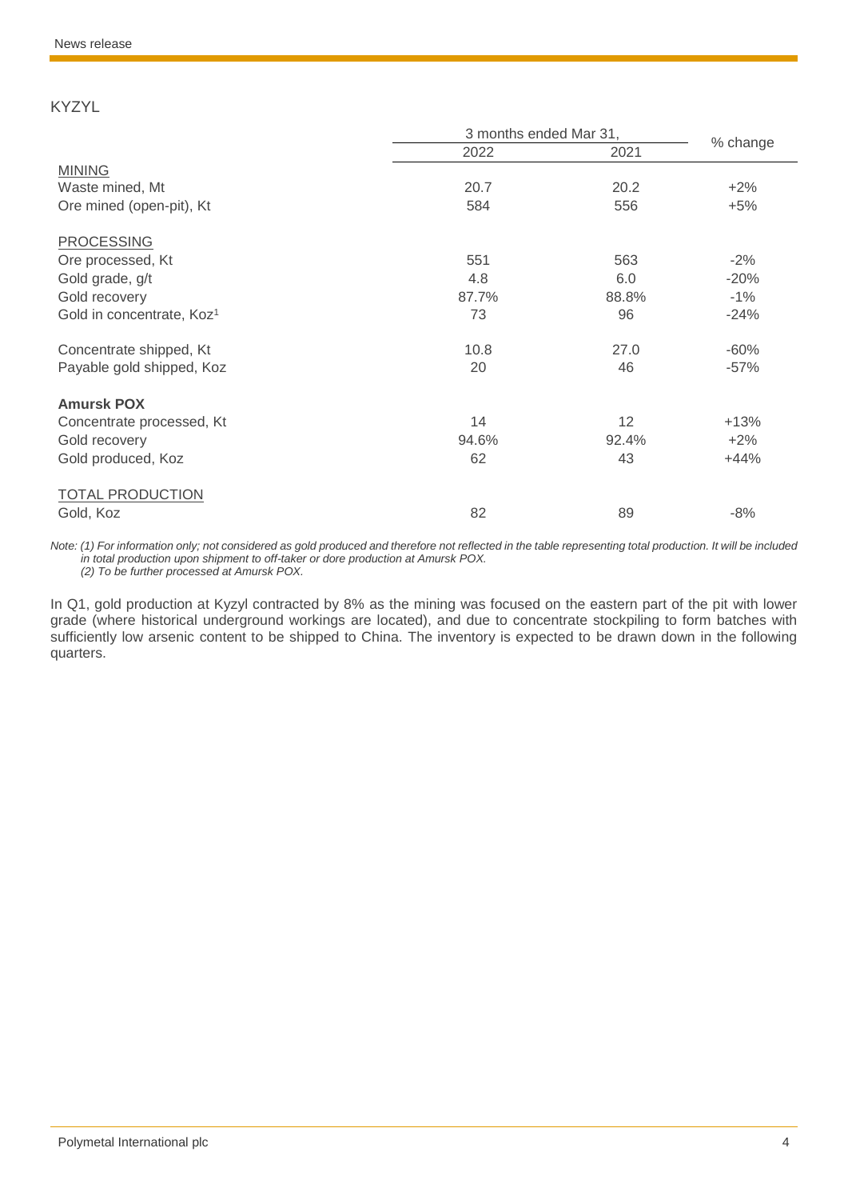## KYZYL

| | 3 months ended Mar 31, | | % change |
|---|---|---|---|
| | 2022 | 2021 | |
| MINING | | | |
| Waste mined, Mt | 20.7 | 20.2 | +2% |
| Ore mined (open-pit), Kt | 584 | 556 | +5% |
| PROCESSING | | | |
| Ore processed, Kt | 551 | 563 | -2% |
| Gold grade, g/t | 4.8 | 6.0 | -20% |
| Gold recovery | 87.7% | 88.8% | -1% |
| Gold in concentrate, Koz[1] | 73 | 96 | -24% |
| Concentrate shipped, Kt | 10.8 | 27.0 | -60% |
| Payable gold shipped, Koz | 20 | 46 | -57% |
| **Amursk POX** | | | |
| Concentrate processed, Kt | 14 | 12 | +13% |
| Gold recovery | 94.6% | 92.4% | +2% |
| Gold produced, Koz | 62 | 43 | +44% |
| TOTAL PRODUCTION | | | |
| Gold, Koz | 82 | 89 | -8% |

*Note: (1) For information only; not considered as gold produced and therefore not reflected in the table representing total production. It will be included in total production upon shipment to off-taker or dore production at Amursk POX.*
*(2) To be further processed at Amursk POX.*

In Q1, gold production at Kyzyl contracted by 8% as the mining was focused on the eastern part of the pit with lower grade (where historical underground workings are located), and due to concentrate stockpiling to form batches with sufficiently low arsenic content to be shipped to China. The inventory is expected to be drawn down in the following quarters.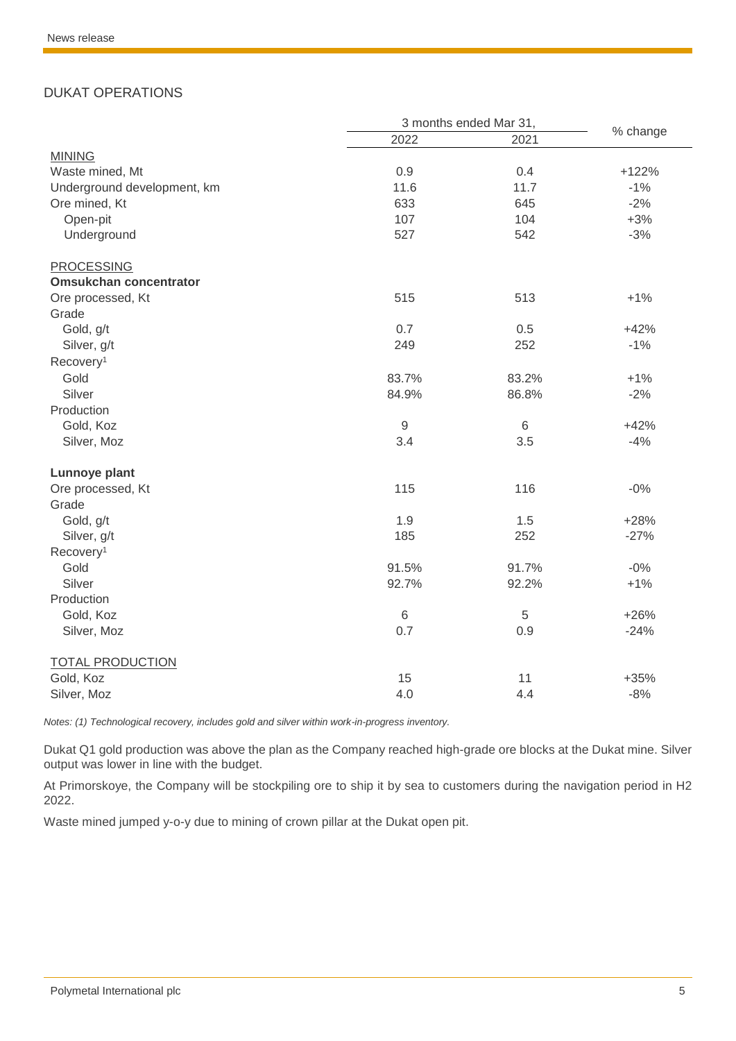## DUKAT OPERATIONS

| | 3 months ended Mar 31, | | % change |
|---|---|---|---|
| | 2022 | 2021 | |
| MINING | | | |
| Waste mined, Mt | 0.9 | 0.4 | +122% |
| Underground development, km | 11.6 | 11.7 | -1% |
| Ore mined, Kt | 633 | 645 | -2% |
| Open-pit | 107 | 104 | +3% |
| Underground | 527 | 542 | -3% |
| PROCESSING | | | |
| **Omsukchan concentrator** | | | |
| Ore processed, Kt | 515 | 513 | +1% |
| Grade | | | |
| Gold, g/t | 0.7 | 0.5 | +42% |
| Silver, g/t | 249 | 252 | -1% |
| Recovery[1] | | | |
| Gold | 83.7% | 83.2% | +1% |
| Silver | 84.9% | 86.8% | -2% |
| Production | | | |
| Gold, Koz | 9 | 6 | +42% |
| Silver, Moz | 3.4 | 3.5 | -4% |
| **Lunnoye plant** | | | |
| Ore processed, Kt | 115 | 116 | -0% |
| Grade | | | |
| Gold, g/t | 1.9 | 1.5 | +28% |
| Silver, g/t | 185 | 252 | -27% |
| Recovery[1] | | | |
| Gold | 91.5% | 91.7% | -0% |
| Silver | 92.7% | 92.2% | +1% |
| Production | | | |
| Gold, Koz | 6 | 5 | +26% |
| Silver, Moz | 0.7 | 0.9 | -24% |
| TOTAL PRODUCTION | | | |
| Gold, Koz | 15 | 11 | +35% |
| Silver, Moz | 4.0 | 4.4 | -8% |

*Notes: (1) Technological recovery, includes gold and silver within work-in-progress inventory.*

Dukat Q1 gold production was above the plan as the Company reached high-grade ore blocks at the Dukat mine. Silver output was lower in line with the budget.

At Primorskoye, the Company will be stockpiling ore to ship it by sea to customers during the navigation period in H2 2022.

Waste mined jumped y-o-y due to mining of crown pillar at the Dukat open pit.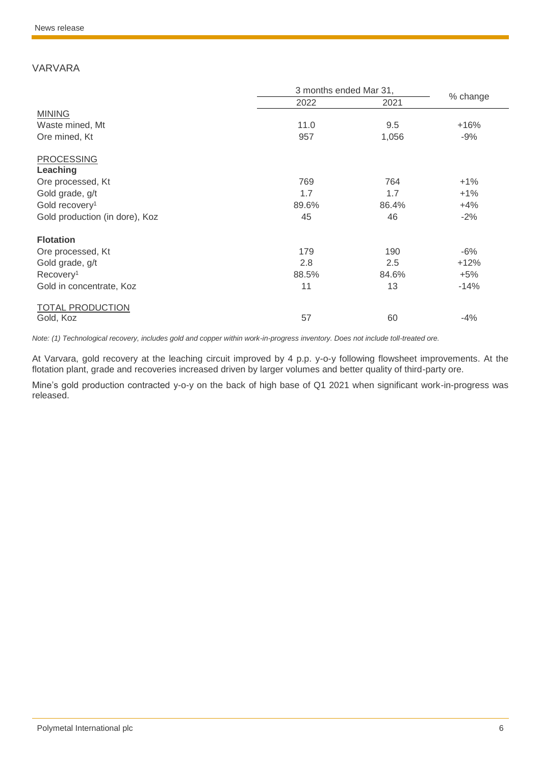## VARVARA

| | 3 months ended Mar 31, | | % change |
|---|---|---|---|
| | 2022 | 2021 | |
| MINING | | | |
| Waste mined, Mt | 11.0 | 9.5 | +16% |
| Ore mined, Kt | 957 | 1,056 | -9% |
| PROCESSING | | | |
| **Leaching** | | | |
| Ore processed, Kt | 769 | 764 | +1% |
| Gold grade, g/t | 1.7 | 1.7 | +1% |
| Gold recovery[1] | 89.6% | 86.4% | +4% |
| Gold production (in dore), Koz | 45 | 46 | -2% |
| **Flotation** | | | |
| Ore processed, Kt | 179 | 190 | -6% |
| Gold grade, g/t | 2.8 | 2.5 | +12% |
| Recovery[1] | 88.5% | 84.6% | +5% |
| Gold in concentrate, Koz | 11 | 13 | -14% |
| TOTAL PRODUCTION | | | |
| Gold, Koz | 57 | 60 | -4% |

*Note: (1) Technological recovery, includes gold and copper within work-in-progress inventory. Does not include toll-treated ore.*

At Varvara, gold recovery at the leaching circuit improved by 4 p.p. y-o-y following flowsheet improvements. At the flotation plant, grade and recoveries increased driven by larger volumes and better quality of third-party ore.

Mine's gold production contracted y-o-y on the back of high base of Q1 2021 when significant work-in-progress was released.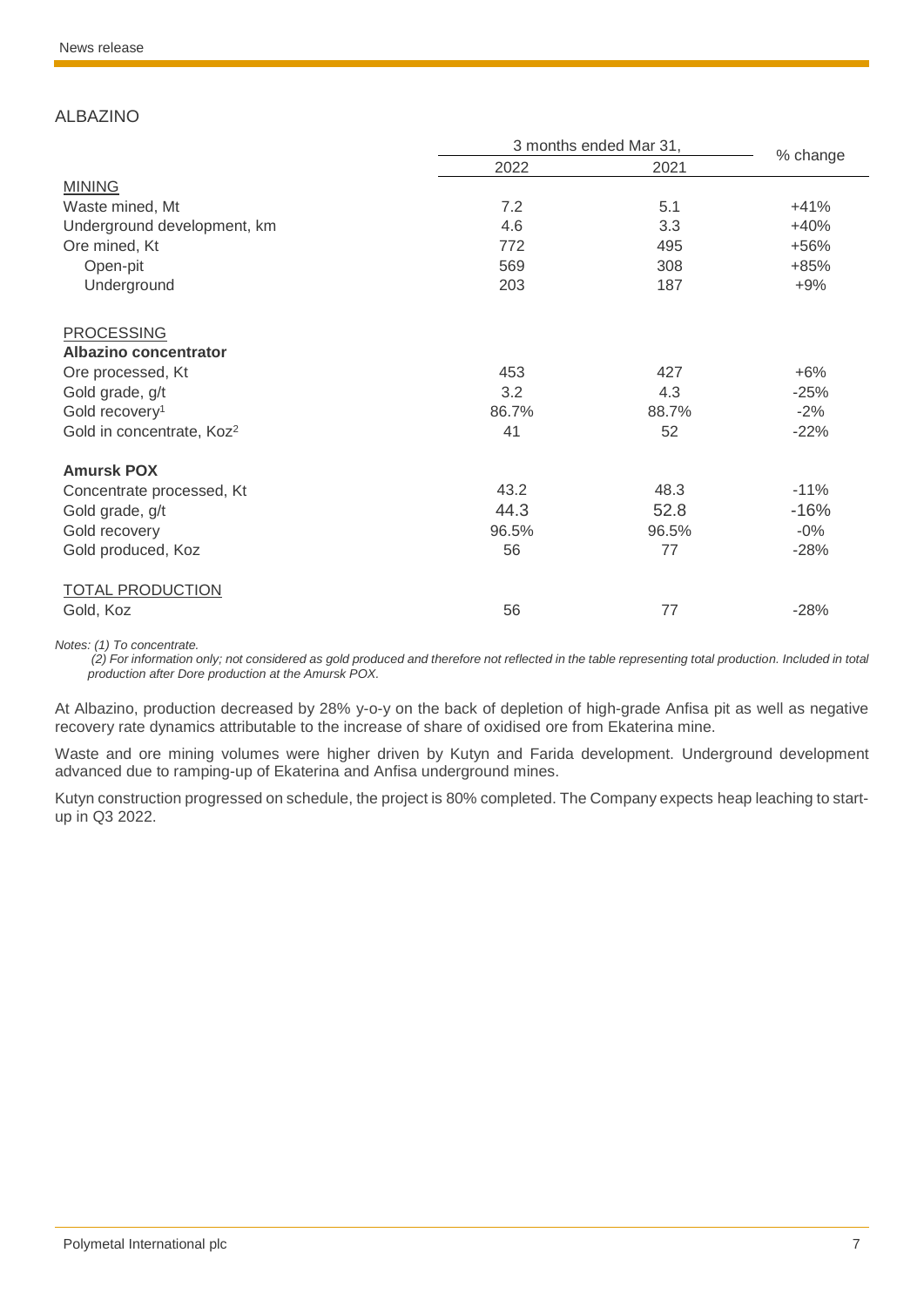## ALBAZINO

| | 3 months ended Mar 31, | | % change |
|---|---|---|---|
| | 2022 | 2021 | |
| MINING | | | |
| Waste mined, Mt | 7.2 | 5.1 | +41% |
| Underground development, km | 4.6 | 3.3 | +40% |
| Ore mined, Kt | 772 | 495 | +56% |
| Open-pit | 569 | 308 | +85% |
| Underground | 203 | 187 | +9% |
| | | | |
| PROCESSING | | | |
| **Albazino concentrator** | | | |
| Ore processed, Kt | 453 | 427 | +6% |
| Gold grade, g/t | 3.2 | 4.3 | -25% |
| Gold recovery[1] | 86.7% | 88.7% | -2% |
| Gold in concentrate, Koz[2] | 41 | 52 | -22% |
| | | | |
| **Amursk POX** | | | |
| Concentrate processed, Kt | 43.2 | 48.3 | -11% |
| Gold grade, g/t | 44.3 | 52.8 | -16% |
| Gold recovery | 96.5% | 96.5% | -0% |
| Gold produced, Koz | 56 | 77 | -28% |
| | | | |
| TOTAL PRODUCTION | | | |
| Gold, Koz | 56 | 77 | -28% |

*Notes: (1) To concentrate.*

*(2) For information only; not considered as gold produced and therefore not reflected in the table representing total production. Included in total production after Dore production at the Amursk POX.*

At Albazino, production decreased by 28% y-o-y on the back of depletion of high-grade Anfisa pit as well as negative recovery rate dynamics attributable to the increase of share of oxidised ore from Ekaterina mine.

Waste and ore mining volumes were higher driven by Kutyn and Farida development. Underground development advanced due to ramping-up of Ekaterina and Anfisa underground mines.

Kutyn construction progressed on schedule, the project is 80% completed. The Company expects heap leaching to start-up in Q3 2022.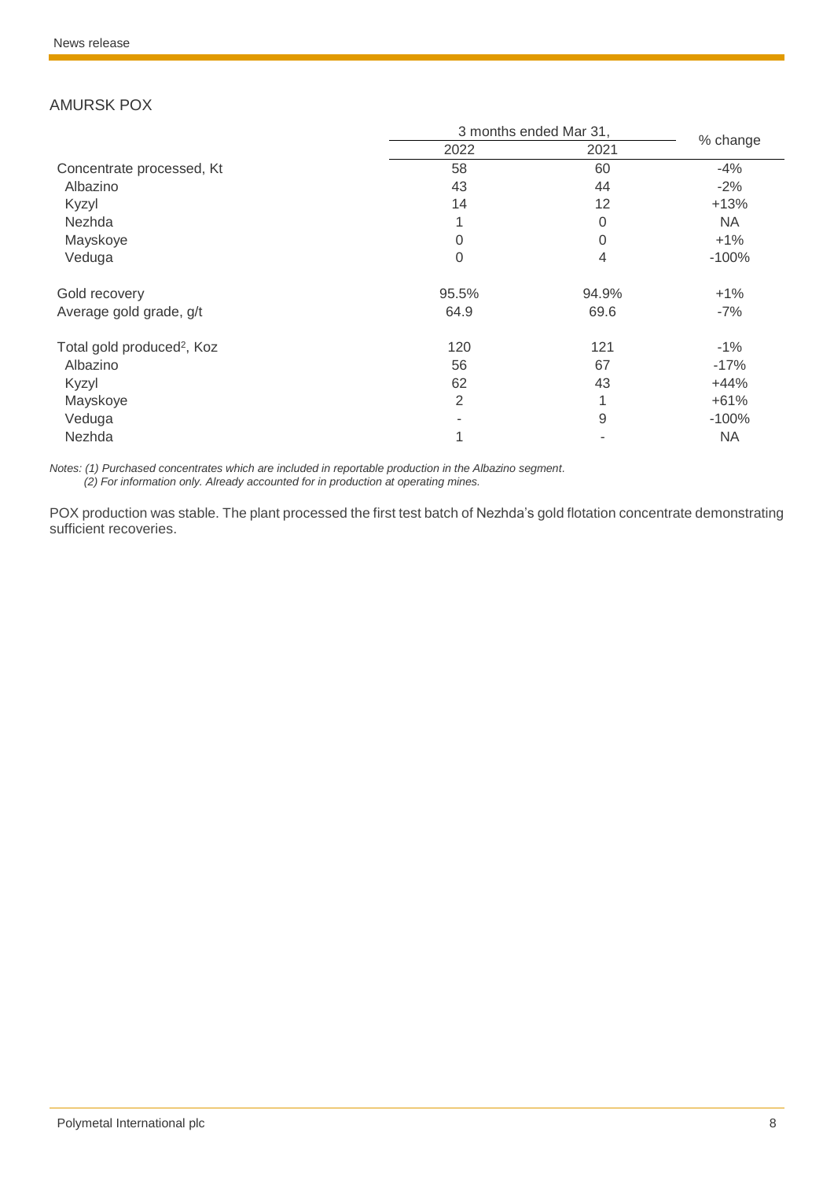## AMURSK POX

| | 3 months ended Mar 31, | | % change |
|---|---|---|---|
| | 2022 | 2021 | |
| Concentrate processed, Kt | 58 | 60 | -4% |
| Albazino | 43 | 44 | -2% |
| Kyzyl | 14 | 12 | +13% |
| Nezhda | 1 | 0 | NA |
| Mayskoye | 0 | 0 | +1% |
| Veduga | 0 | 4 | -100% |
| | | | |
| Gold recovery | 95.5% | 94.9% | +1% |
| Average gold grade, g/t | 64.9 | 69.6 | -7% |
| | | | |
| Total gold produced[2], Koz | 120 | 121 | -1% |
| Albazino | 56 | 67 | -17% |
| Kyzyl | 62 | 43 | +44% |
| Mayskoye | 2 | 1 | +61% |
| Veduga | - | 9 | -100% |
| Nezhda | 1 | - | NA |

*Notes: (1) Purchased concentrates which are included in reportable production in the Albazino segment.*
*(2) For information only. Already accounted for in production at operating mines.*

POX production was stable. The plant processed the first test batch of Nezhda's gold flotation concentrate demonstrating sufficient recoveries.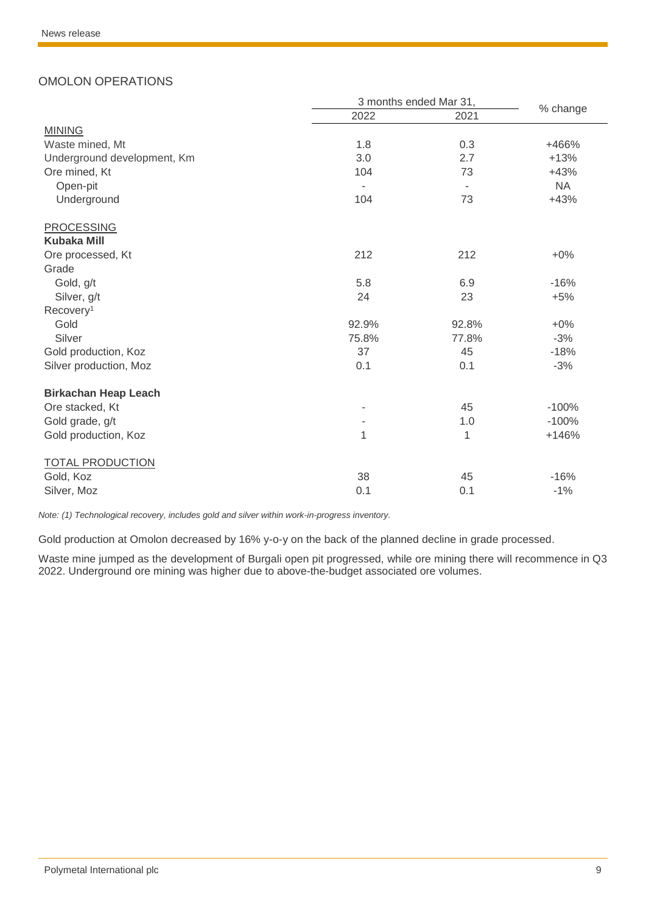## OMOLON OPERATIONS

| | 3 months ended Mar 31, | | % change |
|---|---|---|---|
| | 2022 | 2021 | |
| MINING | | | |
| Waste mined, Mt | 1.8 | 0.3 | +466% |
| Underground development, Km | 3.0 | 2.7 | +13% |
| Ore mined, Kt | 104 | 73 | +43% |
| Open-pit | - | - | NA |
| Underground | 104 | 73 | +43% |
| PROCESSING | | | |
| **Kubaka Mill** | | | |
| Ore processed, Kt | 212 | 212 | +0% |
| Grade | | | |
| Gold, g/t | 5.8 | 6.9 | -16% |
| Silver, g/t | 24 | 23 | +5% |
| Recovery[1] | | | |
| Gold | 92.9% | 92.8% | +0% |
| Silver | 75.8% | 77.8% | -3% |
| Gold production, Koz | 37 | 45 | -18% |
| Silver production, Moz | 0.1 | 0.1 | -3% |
| **Birkachan Heap Leach** | | | |
| Ore stacked, Kt | - | 45 | -100% |
| Gold grade, g/t | - | 1.0 | -100% |
| Gold production, Koz | 1 | 1 | +146% |
| TOTAL PRODUCTION | | | |
| Gold, Koz | 38 | 45 | -16% |
| Silver, Moz | 0.1 | 0.1 | -1% |

*Note: (1) Technological recovery, includes gold and silver within work-in-progress inventory.*

Gold production at Omolon decreased by 16% y-o-y on the back of the planned decline in grade processed.

Waste mine jumped as the development of Burgali open pit progressed, while ore mining there will recommence in Q3 2022. Underground ore mining was higher due to above-the-budget associated ore volumes.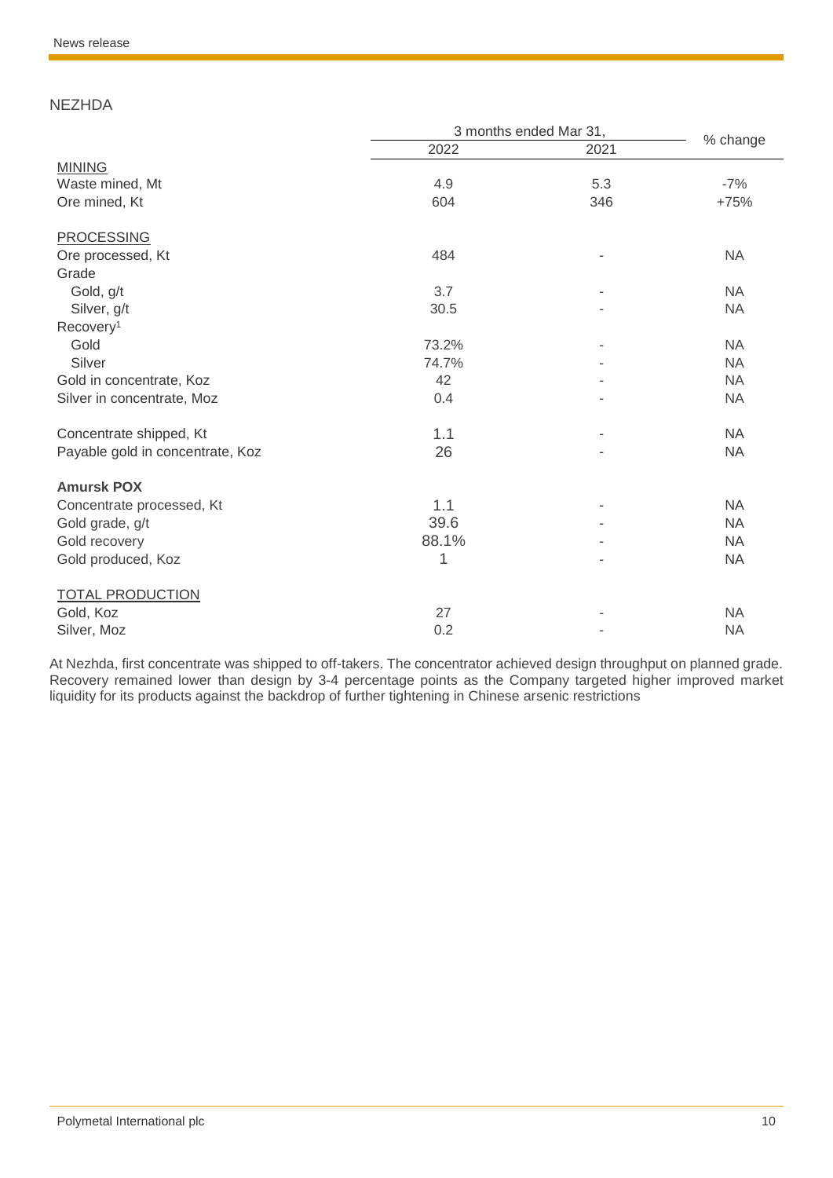## NEZHDA

| | 3 months ended Mar 31, | | % change |
|---|---|---|---|
| | 2022 | 2021 | |
| MINING | | | |
| Waste mined, Mt | 4.9 | 5.3 | -7% |
| Ore mined, Kt | 604 | 346 | +75% |
| PROCESSING | | | |
| Ore processed, Kt | 484 | - | NA |
| Grade | | | |
| Gold, g/t | 3.7 | - | NA |
| Silver, g/t | 30.5 | - | NA |
| Recovery[1] | | | |
| Gold | 73.2% | - | NA |
| Silver | 74.7% | - | NA |
| Gold in concentrate, Koz | 42 | - | NA |
| Silver in concentrate, Moz | 0.4 | - | NA |
| Concentrate shipped, Kt | 1.1 | - | NA |
| Payable gold in concentrate, Koz | 26 | - | NA |
| **Amursk POX** | | | |
| Concentrate processed, Kt | 1.1 | - | NA |
| Gold grade, g/t | 39.6 | - | NA |
| Gold recovery | 88.1% | - | NA |
| Gold produced, Koz | 1 | - | NA |
| TOTAL PRODUCTION | | | |
| Gold, Koz | 27 | - | NA |
| Silver, Moz | 0.2 | - | NA |

At Nezhda, first concentrate was shipped to off-takers. The concentrator achieved design throughput on planned grade. Recovery remained lower than design by 3-4 percentage points as the Company targeted higher improved market liquidity for its products against the backdrop of further tightening in Chinese arsenic restrictions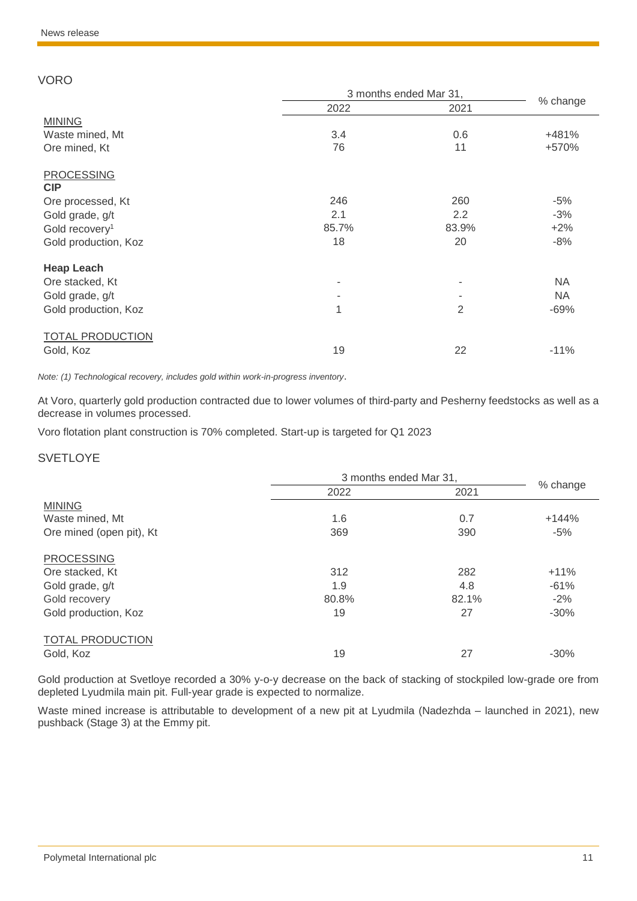## VORO

| | 3 months ended Mar 31, | | % change |
|---|---|---|---|
| | 2022 | 2021 | |
| MINING | | | |
| Waste mined, Mt | 3.4 | 0.6 | +481% |
| Ore mined, Kt | 76 | 11 | +570% |
| PROCESSING | | | |
| **CIP** | | | |
| Ore processed, Kt | 246 | 260 | -5% |
| Gold grade, g/t | 2.1 | 2.2 | -3% |
| Gold recovery[1] | 85.7% | 83.9% | +2% |
| Gold production, Koz | 18 | 20 | -8% |
| **Heap Leach** | | | |
| Ore stacked, Kt | - | - | NA |
| Gold grade, g/t | - | - | NA |
| Gold production, Koz | 1 | 2 | -69% |
| TOTAL PRODUCTION | | | |
| Gold, Koz | 19 | 22 | -11% |

*Note: (1) Technological recovery, includes gold within work-in-progress inventory.*

At Voro, quarterly gold production contracted due to lower volumes of third-party and Pesherny feedstocks as well as a decrease in volumes processed.

Voro flotation plant construction is 70% completed. Start-up is targeted for Q1 2023

## SVETLOYE

| | 3 months ended Mar 31, | | % change |
|---|---|---|---|
| | 2022 | 2021 | |
| MINING | | | |
| Waste mined, Mt | 1.6 | 0.7 | +144% |
| Ore mined (open pit), Kt | 369 | 390 | -5% |
| PROCESSING | | | |
| Ore stacked, Kt | 312 | 282 | +11% |
| Gold grade, g/t | 1.9 | 4.8 | -61% |
| Gold recovery | 80.8% | 82.1% | -2% |
| Gold production, Koz | 19 | 27 | -30% |
| TOTAL PRODUCTION | | | |
| Gold, Koz | 19 | 27 | -30% |

Gold production at Svetloye recorded a 30% y-o-y decrease on the back of stacking of stockpiled low-grade ore from depleted Lyudmila main pit. Full-year grade is expected to normalize.

Waste mined increase is attributable to development of a new pit at Lyudmila (Nadezhda – launched in 2021), new pushback (Stage 3) at the Emmy pit.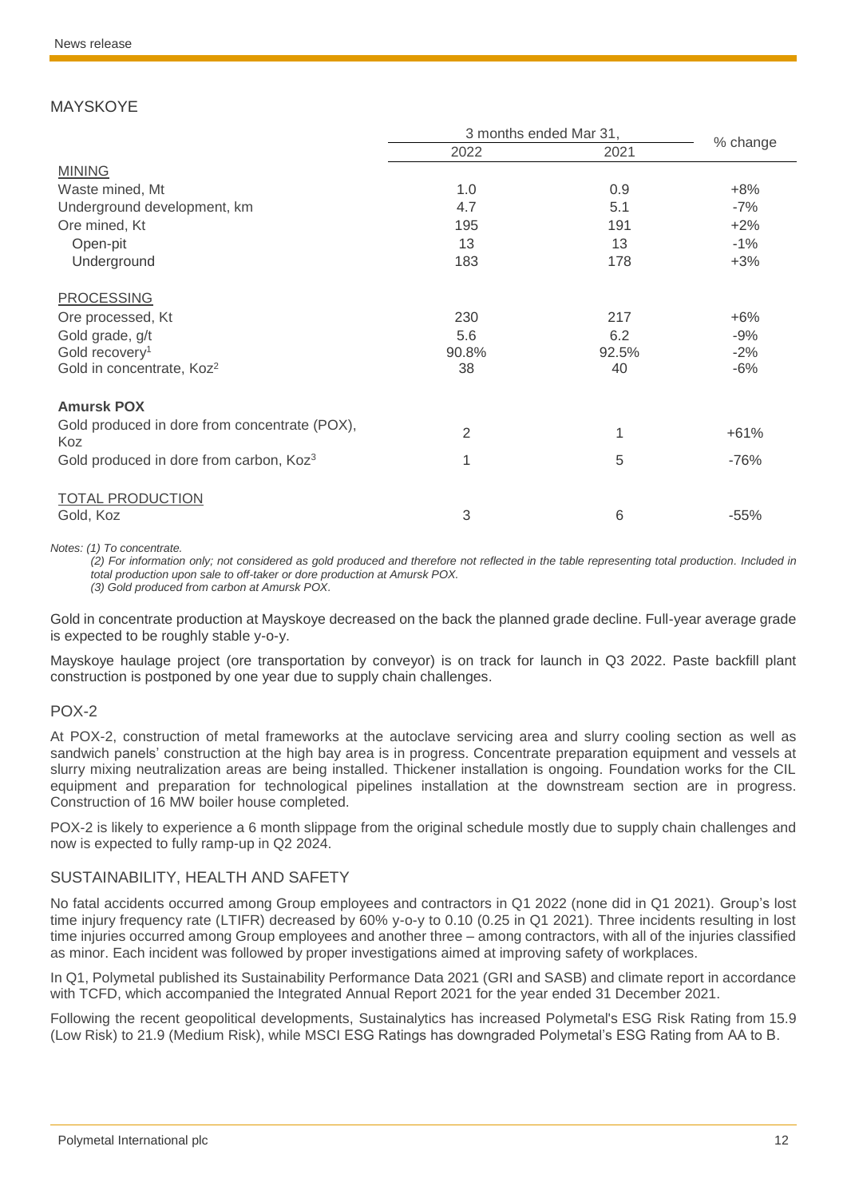## MAYSKOYE

| | 3 months ended Mar 31, | | % change |
|---|---|---|---|
| | 2022 | 2021 | |
| MINING | | | |
| Waste mined, Mt | 1.0 | 0.9 | +8% |
| Underground development, km | 4.7 | 5.1 | -7% |
| Ore mined, Kt | 195 | 191 | +2% |
| Open-pit | 13 | 13 | -1% |
| Underground | 183 | 178 | +3% |
| PROCESSING | | | |
| Ore processed, Kt | 230 | 217 | +6% |
| Gold grade, g/t | 5.6 | 6.2 | -9% |
| Gold recovery[1] | 90.8% | 92.5% | -2% |
| Gold in concentrate, Koz[2] | 38 | 40 | -6% |
| **Amursk POX** | | | |
| Gold produced in dore from concentrate (POX), Koz | 2 | 1 | +61% |
| Gold produced in dore from carbon, Koz[3] | 1 | 5 | -76% |
| TOTAL PRODUCTION | | | |
| Gold, Koz | 3 | 6 | -55% |

*Notes: (1) To concentrate.*
*(2) For information only; not considered as gold produced and therefore not reflected in the table representing total production. Included in total production upon sale to off-taker or dore production at Amursk POX.*
*(3) Gold produced from carbon at Amursk POX.*

Gold in concentrate production at Mayskoye decreased on the back the planned grade decline. Full-year average grade is expected to be roughly stable y-o-y.

Mayskoye haulage project (ore transportation by conveyor) is on track for launch in Q3 2022. Paste backfill plant construction is postponed by one year due to supply chain challenges.

## POX-2

At POX-2, construction of metal frameworks at the autoclave servicing area and slurry cooling section as well as sandwich panels' construction at the high bay area is in progress. Concentrate preparation equipment and vessels at slurry mixing neutralization areas are being installed. Thickener installation is ongoing. Foundation works for the CIL equipment and preparation for technological pipelines installation at the downstream section are in progress. Construction of 16 MW boiler house completed.

POX-2 is likely to experience a 6 month slippage from the original schedule mostly due to supply chain challenges and now is expected to fully ramp-up in Q2 2024.

## SUSTAINABILITY, HEALTH AND SAFETY

No fatal accidents occurred among Group employees and contractors in Q1 2022 (none did in Q1 2021). Group's lost time injury frequency rate (LTIFR) decreased by 60% y-o-y to 0.10 (0.25 in Q1 2021). Three incidents resulting in lost time injuries occurred among Group employees and another three – among contractors, with all of the injuries classified as minor. Each incident was followed by proper investigations aimed at improving safety of workplaces.

In Q1, Polymetal published its Sustainability Performance Data 2021 (GRI and SASB) and climate report in accordance with TCFD, which accompanied the Integrated Annual Report 2021 for the year ended 31 December 2021.

Following the recent geopolitical developments, Sustainalytics has increased Polymetal's ESG Risk Rating from 15.9 (Low Risk) to 21.9 (Medium Risk), while MSCI ESG Ratings has downgraded Polymetal's ESG Rating from AA to B.